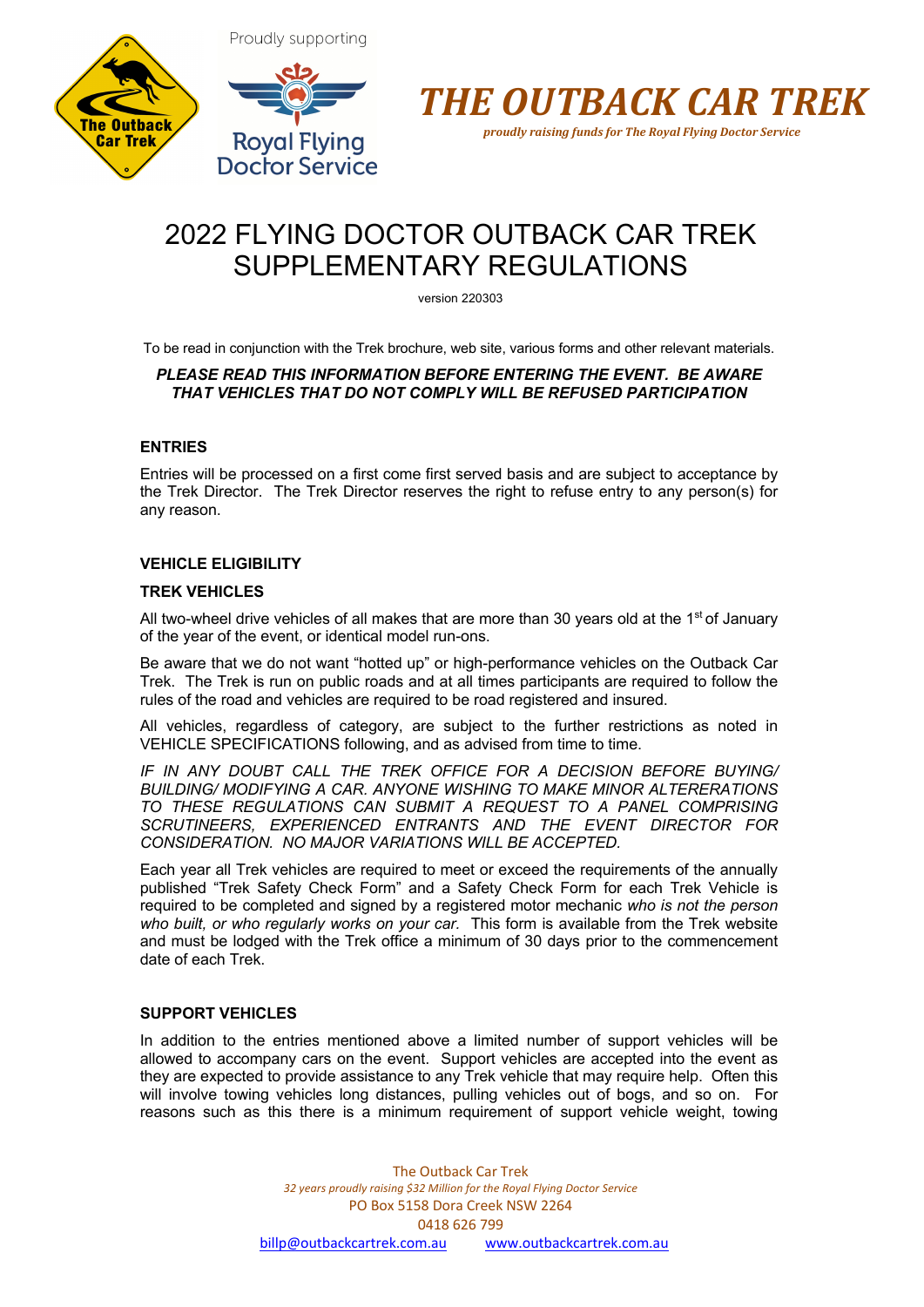Proudly supporting

# THE OUTBACK CAR TREK

*proudly raising funds for The Royal Flying Doctor Service*

# 2022 FLYING DOCTOR OUTBACK CAR TREK SUPPLEMENTARY REGULATIONS

version 220303

To be read in conjunction with the Trek brochure, web site, various forms and other relevant materials.

***PLEASE READ THIS INFORMATION BEFORE ENTERING THE EVENT. BE AWARE THAT VEHICLES THAT DO NOT COMPLY WILL BE REFUSED PARTICIPATION***

## ENTRIES

Entries will be processed on a first come first served basis and are subject to acceptance by the Trek Director. The Trek Director reserves the right to refuse entry to any person(s) for any reason.

## VEHICLE ELIGIBILITY

### TREK VEHICLES

All two-wheel drive vehicles of all makes that are more than 30 years old at the 1st of January of the year of the event, or identical model run-ons.

Be aware that we do not want "hotted up" or high-performance vehicles on the Outback Car Trek. The Trek is run on public roads and at all times participants are required to follow the rules of the road and vehicles are required to be road registered and insured.

All vehicles, regardless of category, are subject to the further restrictions as noted in VEHICLE SPECIFICATIONS following, and as advised from time to time.

*IF IN ANY DOUBT CALL THE TREK OFFICE FOR A DECISION BEFORE BUYING/ BUILDING/ MODIFYING A CAR. ANYONE WISHING TO MAKE MINOR ALTERERATIONS TO THESE REGULATIONS CAN SUBMIT A REQUEST TO A PANEL COMPRISING SCRUTINEERS, EXPERIENCED ENTRANTS AND THE EVENT DIRECTOR FOR CONSIDERATION. NO MAJOR VARIATIONS WILL BE ACCEPTED.*

Each year all Trek vehicles are required to meet or exceed the requirements of the annually published "Trek Safety Check Form" and a Safety Check Form for each Trek Vehicle is required to be completed and signed by a registered motor mechanic *who is not the person who built, or who regularly works on your car.* This form is available from the Trek website and must be lodged with the Trek office a minimum of 30 days prior to the commencement date of each Trek.

### SUPPORT VEHICLES

In addition to the entries mentioned above a limited number of support vehicles will be allowed to accompany cars on the event. Support vehicles are accepted into the event as they are expected to provide assistance to any Trek vehicle that may require help. Often this will involve towing vehicles long distances, pulling vehicles out of bogs, and so on. For reasons such as this there is a minimum requirement of support vehicle weight, towing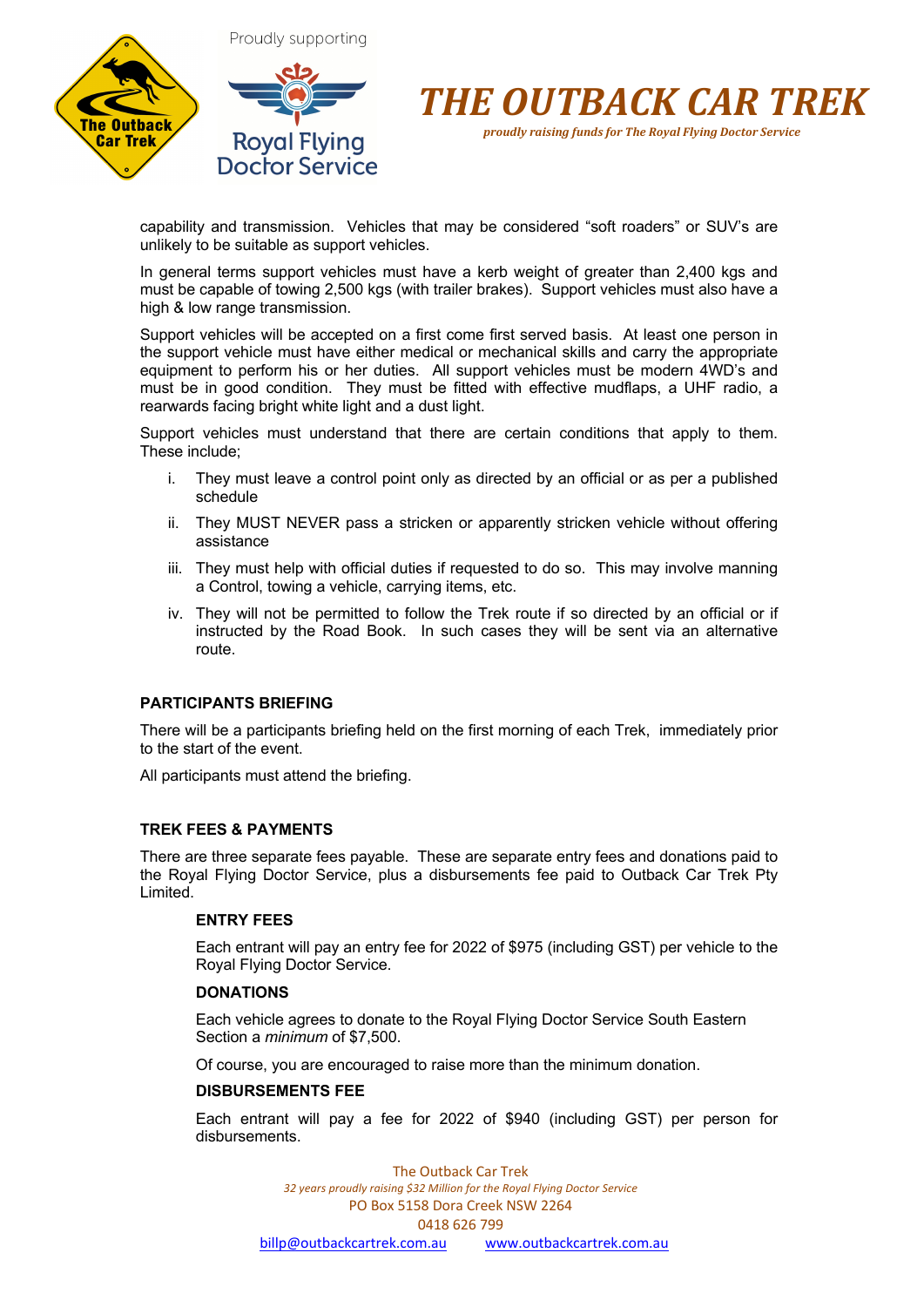capability and transmission. Vehicles that may be considered "soft roaders" or SUV's are unlikely to be suitable as support vehicles.

In general terms support vehicles must have a kerb weight of greater than 2,400 kgs and must be capable of towing 2,500 kgs (with trailer brakes). Support vehicles must also have a high & low range transmission.

Support vehicles will be accepted on a first come first served basis. At least one person in the support vehicle must have either medical or mechanical skills and carry the appropriate equipment to perform his or her duties. All support vehicles must be modern 4WD's and must be in good condition. They must be fitted with effective mudflaps, a UHF radio, a rearwards facing bright white light and a dust light.

Support vehicles must understand that there are certain conditions that apply to them. These include;

i. They must leave a control point only as directed by an official or as per a published schedule

ii. They MUST NEVER pass a stricken or apparently stricken vehicle without offering assistance

iii. They must help with official duties if requested to do so. This may involve manning a Control, towing a vehicle, carrying items, etc.

iv. They will not be permitted to follow the Trek route if so directed by an official or if instructed by the Road Book. In such cases they will be sent via an alternative route.

## PARTICIPANTS BRIEFING

There will be a participants briefing held on the first morning of each Trek, immediately prior to the start of the event.

All participants must attend the briefing.

## TREK FEES & PAYMENTS

There are three separate fees payable. These are separate entry fees and donations paid to the Royal Flying Doctor Service, plus a disbursements fee paid to Outback Car Trek Pty Limited.

### ENTRY FEES

Each entrant will pay an entry fee for 2022 of $975 (including GST) per vehicle to the Royal Flying Doctor Service.

### DONATIONS

Each vehicle agrees to donate to the Royal Flying Doctor Service South Eastern Section a *minimum* of $7,500.

Of course, you are encouraged to raise more than the minimum donation.

### DISBURSEMENTS FEE

Each entrant will pay a fee for 2022 of $940 (including GST) per person for disbursements.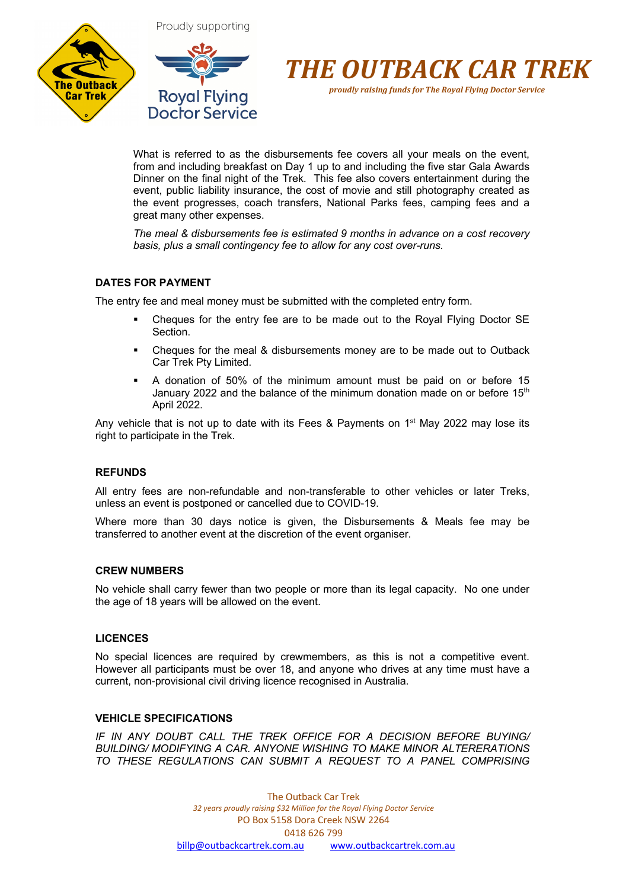What is referred to as the disbursements fee covers all your meals on the event, from and including breakfast on Day 1 up to and including the five star Gala Awards Dinner on the final night of the Trek. This fee also covers entertainment during the event, public liability insurance, the cost of movie and still photography created as the event progresses, coach transfers, National Parks fees, camping fees and a great many other expenses.

*The meal & disbursements fee is estimated 9 months in advance on a cost recovery basis, plus a small contingency fee to allow for any cost over-runs.*

**DATES FOR PAYMENT**

The entry fee and meal money must be submitted with the completed entry form.

- Cheques for the entry fee are to be made out to the Royal Flying Doctor SE Section.
- Cheques for the meal & disbursements money are to be made out to Outback Car Trek Pty Limited.
- A donation of 50% of the minimum amount must be paid on or before 15 January 2022 and the balance of the minimum donation made on or before 15th April 2022.

Any vehicle that is not up to date with its Fees & Payments on 1st May 2022 may lose its right to participate in the Trek.

**REFUNDS**

All entry fees are non-refundable and non-transferable to other vehicles or later Treks, unless an event is postponed or cancelled due to COVID-19.

Where more than 30 days notice is given, the Disbursements & Meals fee may be transferred to another event at the discretion of the event organiser.

**CREW NUMBERS**

No vehicle shall carry fewer than two people or more than its legal capacity. No one under the age of 18 years will be allowed on the event.

**LICENCES**

No special licences are required by crewmembers, as this is not a competitive event. However all participants must be over 18, and anyone who drives at any time must have a current, non-provisional civil driving licence recognised in Australia.

**VEHICLE SPECIFICATIONS**

*IF IN ANY DOUBT CALL THE TREK OFFICE FOR A DECISION BEFORE BUYING/ BUILDING/ MODIFYING A CAR. ANYONE WISHING TO MAKE MINOR ALTERERATIONS TO THESE REGULATIONS CAN SUBMIT A REQUEST TO A PANEL COMPRISING*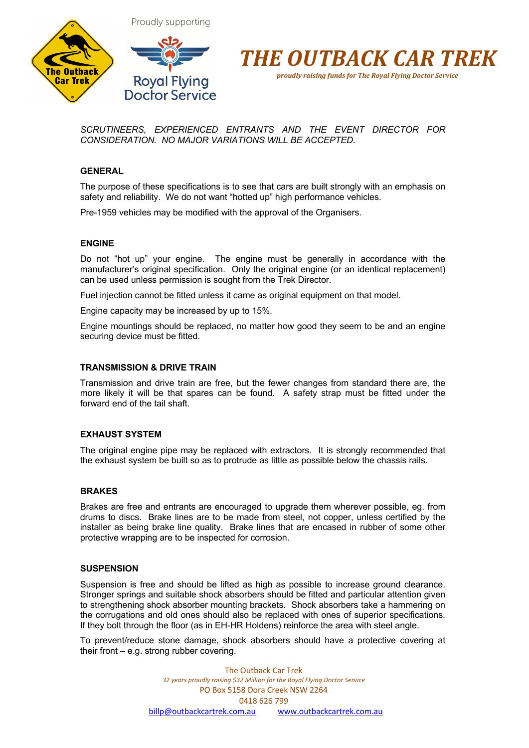*SCRUTINEERS, EXPERIENCED ENTRANTS AND THE EVENT DIRECTOR FOR CONSIDERATION. NO MAJOR VARIATIONS WILL BE ACCEPTED.*

## GENERAL

The purpose of these specifications is to see that cars are built strongly with an emphasis on safety and reliability. We do not want "hotted up" high performance vehicles.

Pre-1959 vehicles may be modified with the approval of the Organisers.

## ENGINE

Do not "hot up" your engine. The engine must be generally in accordance with the manufacturer's original specification. Only the original engine (or an identical replacement) can be used unless permission is sought from the Trek Director.

Fuel injection cannot be fitted unless it came as original equipment on that model.

Engine capacity may be increased by up to 15%.

Engine mountings should be replaced, no matter how good they seem to be and an engine securing device must be fitted.

## TRANSMISSION & DRIVE TRAIN

Transmission and drive train are free, but the fewer changes from standard there are, the more likely it will be that spares can be found. A safety strap must be fitted under the forward end of the tail shaft.

## EXHAUST SYSTEM

The original engine pipe may be replaced with extractors. It is strongly recommended that the exhaust system be built so as to protrude as little as possible below the chassis rails.

## BRAKES

Brakes are free and entrants are encouraged to upgrade them wherever possible, eg. from drums to discs. Brake lines are to be made from steel, not copper, unless certified by the installer as being brake line quality. Brake lines that are encased in rubber of some other protective wrapping are to be inspected for corrosion.

## SUSPENSION

Suspension is free and should be lifted as high as possible to increase ground clearance. Stronger springs and suitable shock absorbers should be fitted and particular attention given to strengthening shock absorber mounting brackets. Shock absorbers take a hammering on the corrugations and old ones should also be replaced with ones of superior specifications. If they bolt through the floor (as in EH-HR Holdens) reinforce the area with steel angle.

To prevent/reduce stone damage, shock absorbers should have a protective covering at their front – e.g. strong rubber covering.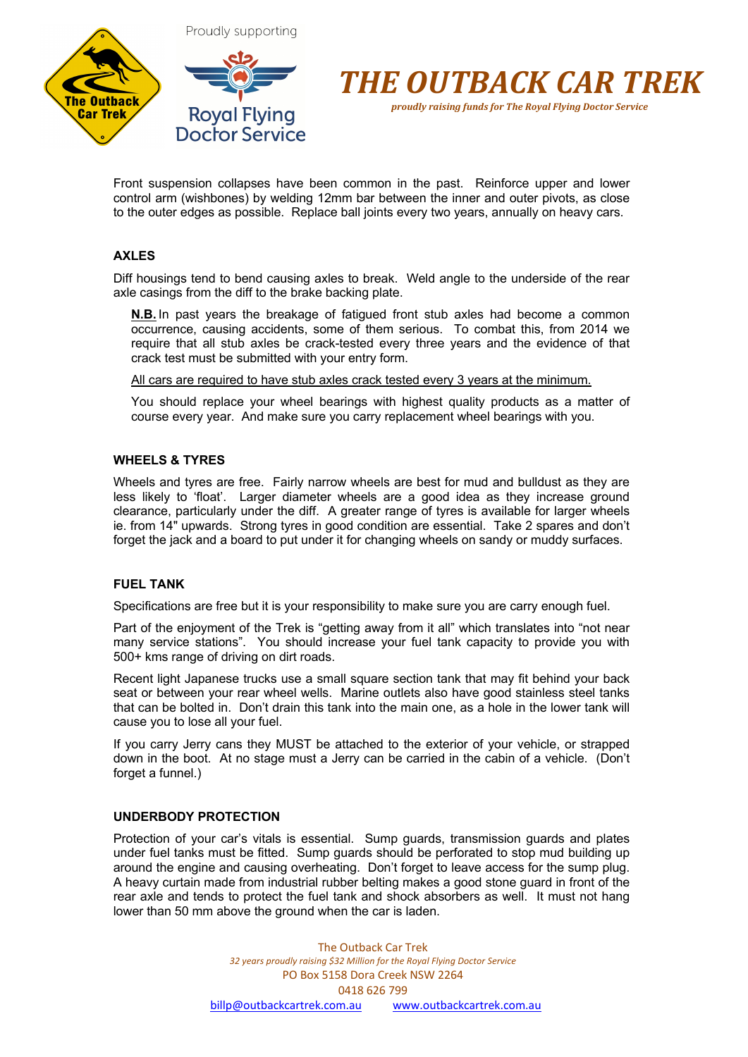Front suspension collapses have been common in the past. Reinforce upper and lower control arm (wishbones) by welding 12mm bar between the inner and outer pivots, as close to the outer edges as possible. Replace ball joints every two years, annually on heavy cars.

## AXLES

Diff housings tend to bend causing axles to break. Weld angle to the underside of the rear axle casings from the diff to the brake backing plate.

> **N.B.** In past years the breakage of fatigued front stub axles had become a common occurrence, causing accidents, some of them serious. To combat this, from 2014 we require that all stub axles be crack-tested every three years and the evidence of that crack test must be submitted with your entry form.
>
> All cars are required to have stub axles crack tested every 3 years at the minimum.
>
> You should replace your wheel bearings with highest quality products as a matter of course every year. And make sure you carry replacement wheel bearings with you.

## WHEELS & TYRES

Wheels and tyres are free. Fairly narrow wheels are best for mud and bulldust as they are less likely to 'float'. Larger diameter wheels are a good idea as they increase ground clearance, particularly under the diff. A greater range of tyres is available for larger wheels ie. from 14" upwards. Strong tyres in good condition are essential. Take 2 spares and don't forget the jack and a board to put under it for changing wheels on sandy or muddy surfaces.

## FUEL TANK

Specifications are free but it is your responsibility to make sure you are carry enough fuel.

Part of the enjoyment of the Trek is "getting away from it all" which translates into "not near many service stations". You should increase your fuel tank capacity to provide you with 500+ kms range of driving on dirt roads.

Recent light Japanese trucks use a small square section tank that may fit behind your back seat or between your rear wheel wells. Marine outlets also have good stainless steel tanks that can be bolted in. Don't drain this tank into the main one, as a hole in the lower tank will cause you to lose all your fuel.

If you carry Jerry cans they MUST be attached to the exterior of your vehicle, or strapped down in the boot. At no stage must a Jerry can be carried in the cabin of a vehicle. (Don't forget a funnel.)

## UNDERBODY PROTECTION

Protection of your car's vitals is essential. Sump guards, transmission guards and plates under fuel tanks must be fitted. Sump guards should be perforated to stop mud building up around the engine and causing overheating. Don't forget to leave access for the sump plug. A heavy curtain made from industrial rubber belting makes a good stone guard in front of the rear axle and tends to protect the fuel tank and shock absorbers as well. It must not hang lower than 50 mm above the ground when the car is laden.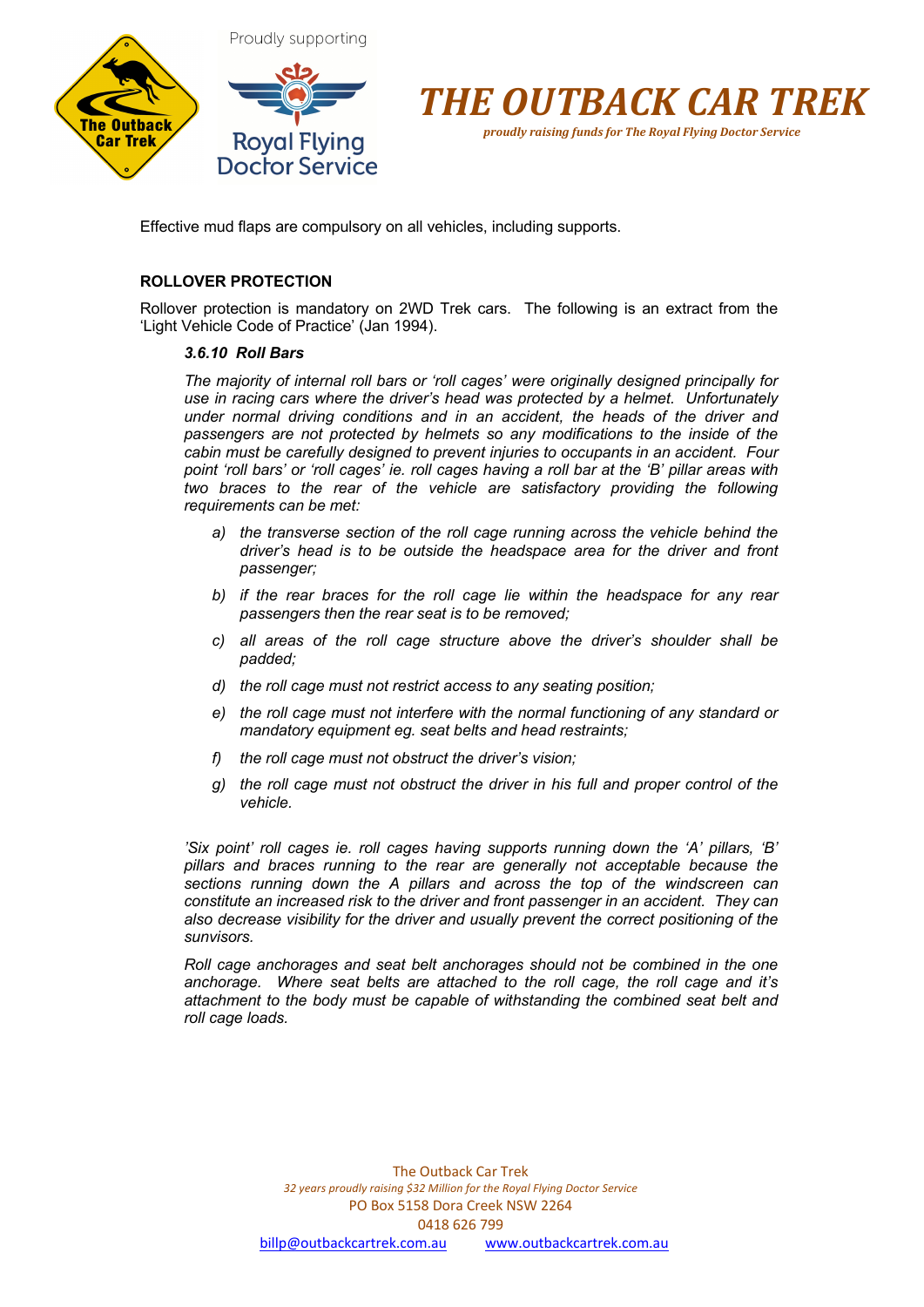Effective mud flaps are compulsory on all vehicles, including supports.

## ROLLOVER PROTECTION

Rollover protection is mandatory on 2WD Trek cars. The following is an extract from the 'Light Vehicle Code of Practice' (Jan 1994).

### *3.6.10 Roll Bars*

*The majority of internal roll bars or 'roll cages' were originally designed principally for use in racing cars where the driver's head was protected by a helmet. Unfortunately under normal driving conditions and in an accident, the heads of the driver and passengers are not protected by helmets so any modifications to the inside of the cabin must be carefully designed to prevent injuries to occupants in an accident. Four point 'roll bars' or 'roll cages' ie. roll cages having a roll bar at the 'B' pillar areas with two braces to the rear of the vehicle are satisfactory providing the following requirements can be met:*

- a) *the transverse section of the roll cage running across the vehicle behind the driver's head is to be outside the headspace area for the driver and front passenger;*
- b) *if the rear braces for the roll cage lie within the headspace for any rear passengers then the rear seat is to be removed;*
- c) *all areas of the roll cage structure above the driver's shoulder shall be padded;*
- d) *the roll cage must not restrict access to any seating position;*
- e) *the roll cage must not interfere with the normal functioning of any standard or mandatory equipment eg. seat belts and head restraints;*
- f) *the roll cage must not obstruct the driver's vision;*
- g) *the roll cage must not obstruct the driver in his full and proper control of the vehicle.*

*'Six point' roll cages ie. roll cages having supports running down the 'A' pillars, 'B' pillars and braces running to the rear are generally not acceptable because the sections running down the A pillars and across the top of the windscreen can constitute an increased risk to the driver and front passenger in an accident. They can also decrease visibility for the driver and usually prevent the correct positioning of the sunvisors.*

*Roll cage anchorages and seat belt anchorages should not be combined in the one anchorage. Where seat belts are attached to the roll cage, the roll cage and it's attachment to the body must be capable of withstanding the combined seat belt and roll cage loads.*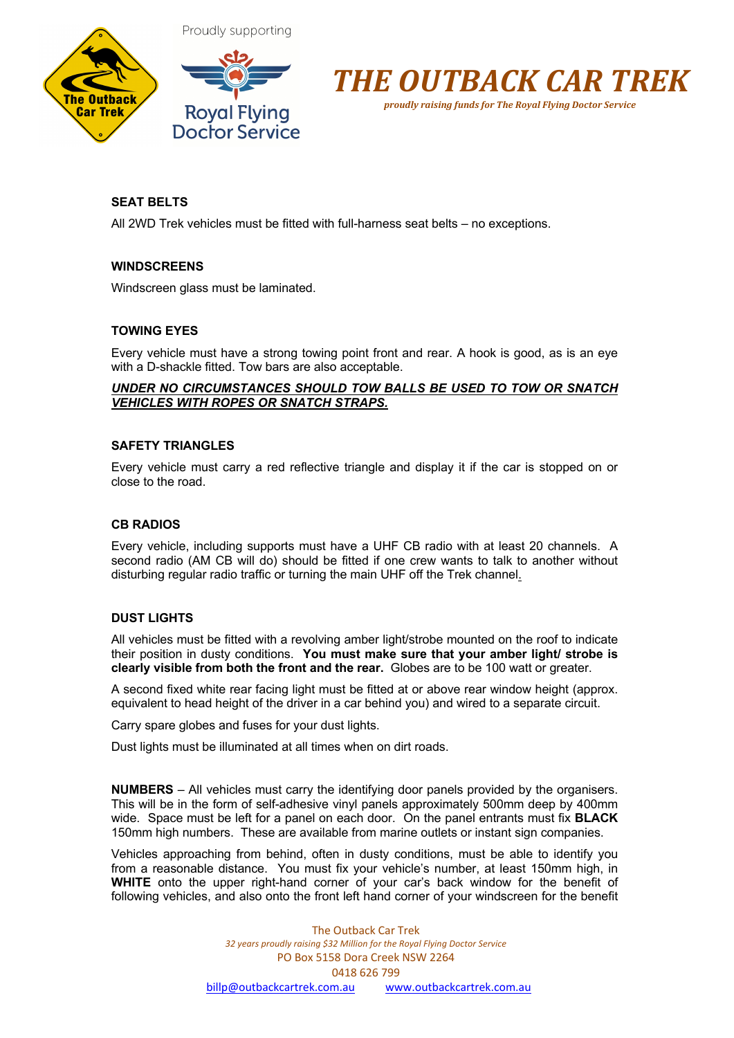**SEAT BELTS**

All 2WD Trek vehicles must be fitted with full-harness seat belts – no exceptions.

**WINDSCREENS**

Windscreen glass must be laminated.

**TOWING EYES**

Every vehicle must have a strong towing point front and rear. A hook is good, as is an eye with a D-shackle fitted. Tow bars are also acceptable.

***UNDER NO CIRCUMSTANCES SHOULD TOW BALLS BE USED TO TOW OR SNATCH VEHICLES WITH ROPES OR SNATCH STRAPS.***

**SAFETY TRIANGLES**

Every vehicle must carry a red reflective triangle and display it if the car is stopped on or close to the road.

**CB RADIOS**

Every vehicle, including supports must have a UHF CB radio with at least 20 channels. A second radio (AM CB will do) should be fitted if one crew wants to talk to another without disturbing regular radio traffic or turning the main UHF off the Trek channel.

**DUST LIGHTS**

All vehicles must be fitted with a revolving amber light/strobe mounted on the roof to indicate their position in dusty conditions. **You must make sure that your amber light/ strobe is clearly visible from both the front and the rear.** Globes are to be 100 watt or greater.

A second fixed white rear facing light must be fitted at or above rear window height (approx. equivalent to head height of the driver in a car behind you) and wired to a separate circuit.

Carry spare globes and fuses for your dust lights.

Dust lights must be illuminated at all times when on dirt roads.

**NUMBERS** – All vehicles must carry the identifying door panels provided by the organisers. This will be in the form of self-adhesive vinyl panels approximately 500mm deep by 400mm wide. Space must be left for a panel on each door. On the panel entrants must fix **BLACK** 150mm high numbers. These are available from marine outlets or instant sign companies.

Vehicles approaching from behind, often in dusty conditions, must be able to identify you from a reasonable distance. You must fix your vehicle's number, at least 150mm high, in **WHITE** onto the upper right-hand corner of your car's back window for the benefit of following vehicles, and also onto the front left hand corner of your windscreen for the benefit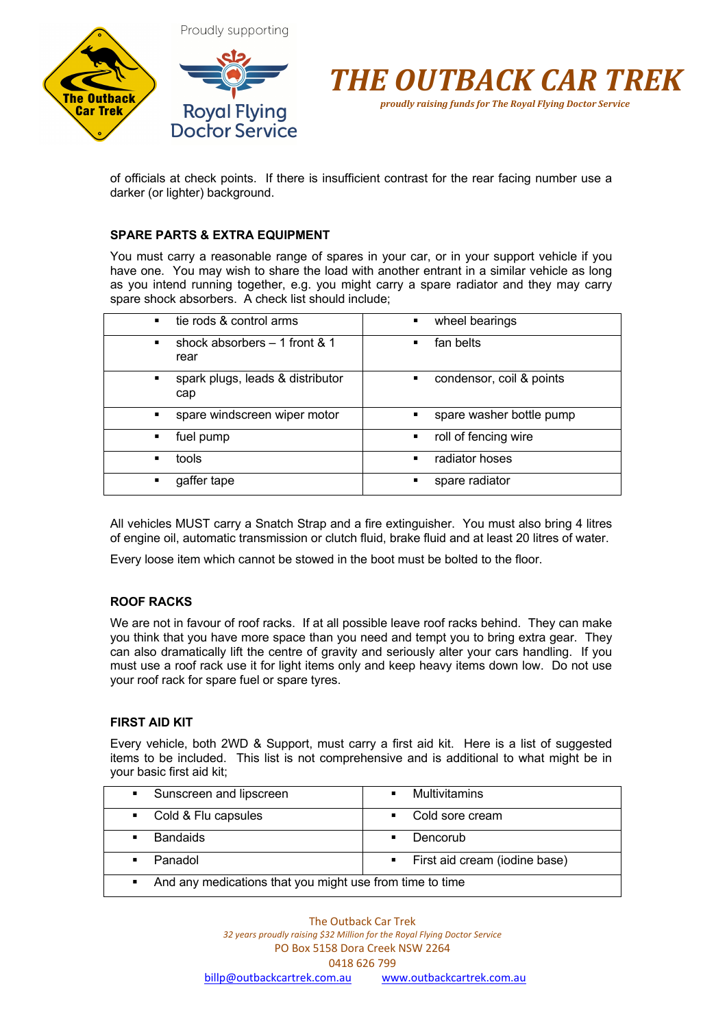of officials at check points. If there is insufficient contrast for the rear facing number use a darker (or lighter) background.

### SPARE PARTS & EXTRA EQUIPMENT

You must carry a reasonable range of spares in your car, or in your support vehicle if you have one. You may wish to share the load with another entrant in a similar vehicle as long as you intend running together, e.g. you might carry a spare radiator and they may carry spare shock absorbers. A check list should include;

| | |
|---|---|
| ▪ tie rods & control arms | ▪ wheel bearings |
| ▪ shock absorbers – 1 front & 1 rear | ▪ fan belts |
| ▪ spark plugs, leads & distributor cap | ▪ condensor, coil & points |
| ▪ spare windscreen wiper motor | ▪ spare washer bottle pump |
| ▪ fuel pump | ▪ roll of fencing wire |
| ▪ tools | ▪ radiator hoses |
| ▪ gaffer tape | ▪ spare radiator |

All vehicles MUST carry a Snatch Strap and a fire extinguisher. You must also bring 4 litres of engine oil, automatic transmission or clutch fluid, brake fluid and at least 20 litres of water.

Every loose item which cannot be stowed in the boot must be bolted to the floor.

### ROOF RACKS

We are not in favour of roof racks. If at all possible leave roof racks behind. They can make you think that you have more space than you need and tempt you to bring extra gear. They can also dramatically lift the centre of gravity and seriously alter your cars handling. If you must use a roof rack use it for light items only and keep heavy items down low. Do not use your roof rack for spare fuel or spare tyres.

### FIRST AID KIT

Every vehicle, both 2WD & Support, must carry a first aid kit. Here is a list of suggested items to be included. This list is not comprehensive and is additional to what might be in your basic first aid kit;

| | |
|---|---|
| ▪ Sunscreen and lipscreen | ▪ Multivitamins |
| ▪ Cold & Flu capsules | ▪ Cold sore cream |
| ▪ Bandaids | ▪ Dencorub |
| ▪ Panadol | ▪ First aid cream (iodine base) |
| ▪ And any medications that you might use from time to time | |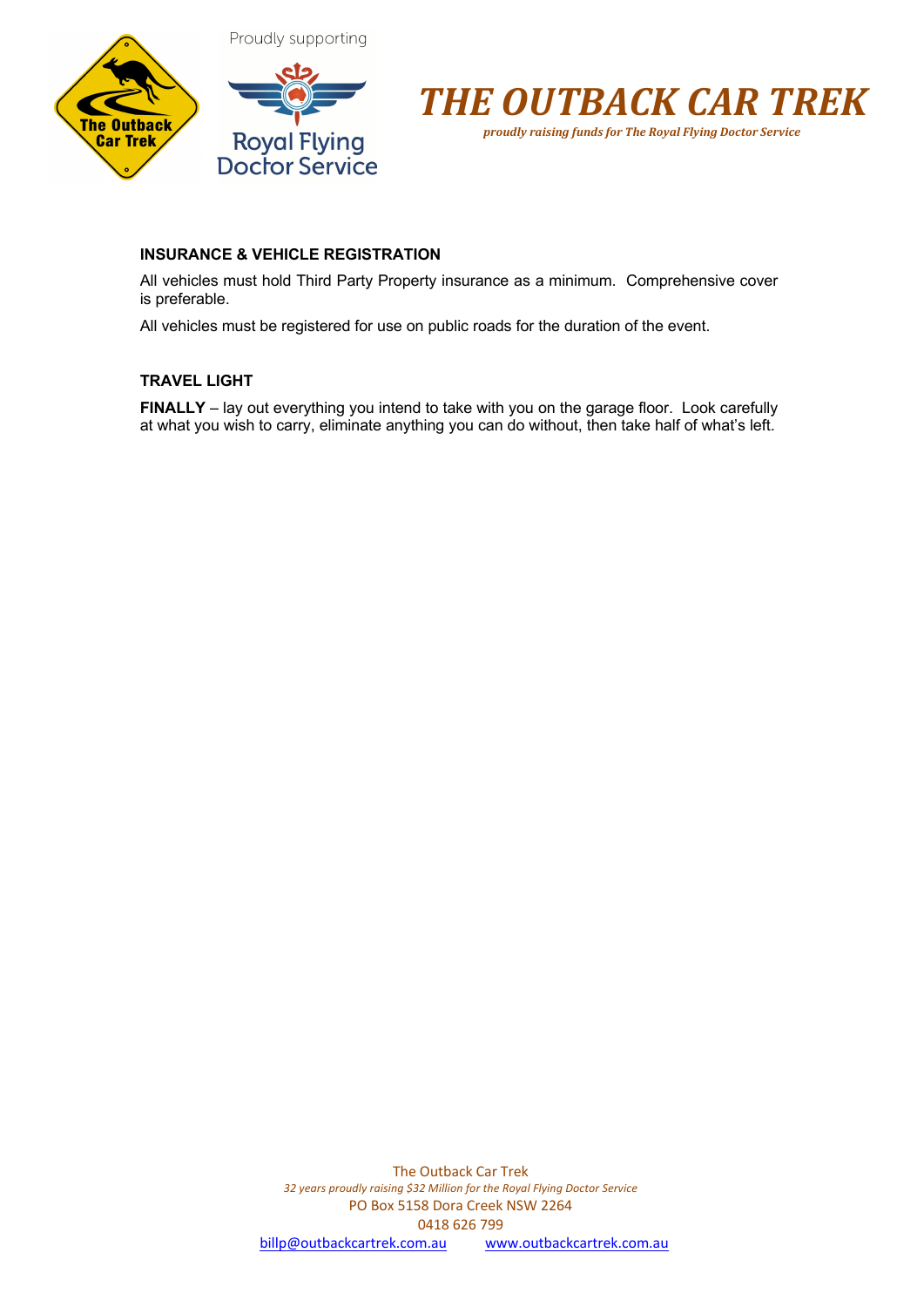## INSURANCE & VEHICLE REGISTRATION

All vehicles must hold Third Party Property insurance as a minimum. Comprehensive cover is preferable.

All vehicles must be registered for use on public roads for the duration of the event.

## TRAVEL LIGHT

**FINALLY** – lay out everything you intend to take with you on the garage floor. Look carefully at what you wish to carry, eliminate anything you can do without, then take half of what's left.